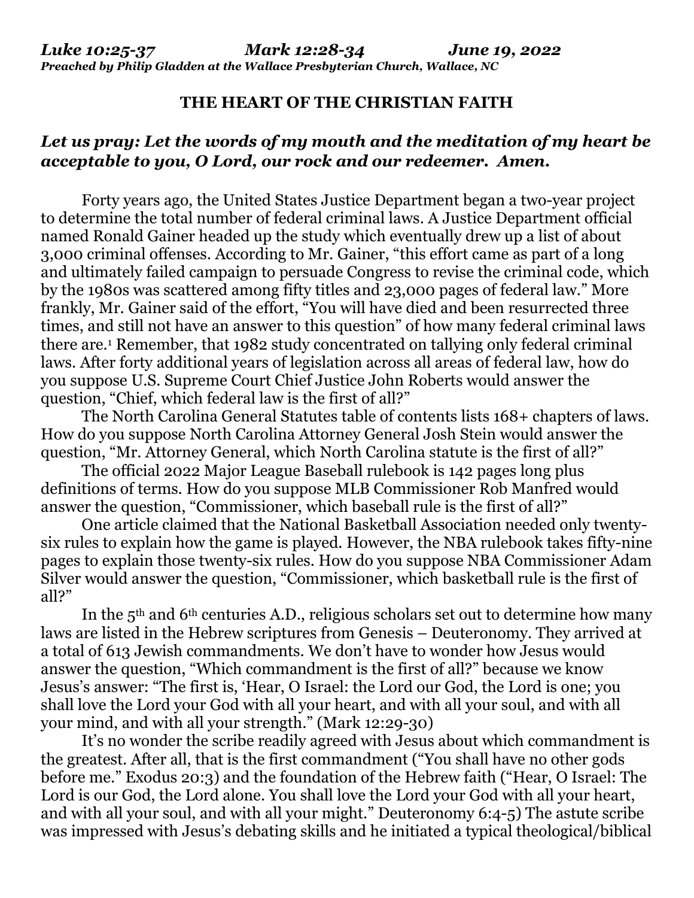***Luke 10:25-37 Mark 12:28-34 June 19, 2022***
***Preached by Philip Gladden at the Wallace Presbyterian Church, Wallace, NC***

## THE HEART OF THE CHRISTIAN FAITH

### *Let us pray: Let the words of my mouth and the meditation of my heart be acceptable to you, O Lord, our rock and our redeemer. Amen.*

Forty years ago, the United States Justice Department began a two-year project to determine the total number of federal criminal laws. A Justice Department official named Ronald Gainer headed up the study which eventually drew up a list of about 3,000 criminal offenses. According to Mr. Gainer, "this effort came as part of a long and ultimately failed campaign to persuade Congress to revise the criminal code, which by the 1980s was scattered among fifty titles and 23,000 pages of federal law." More frankly, Mr. Gainer said of the effort, "You will have died and been resurrected three times, and still not have an answer to this question" of how many federal criminal laws there are.[1] Remember, that 1982 study concentrated on tallying only federal criminal laws. After forty additional years of legislation across all areas of federal law, how do you suppose U.S. Supreme Court Chief Justice John Roberts would answer the question, "Chief, which federal law is the first of all?"

The North Carolina General Statutes table of contents lists 168+ chapters of laws. How do you suppose North Carolina Attorney General Josh Stein would answer the question, "Mr. Attorney General, which North Carolina statute is the first of all?"

The official 2022 Major League Baseball rulebook is 142 pages long plus definitions of terms. How do you suppose MLB Commissioner Rob Manfred would answer the question, "Commissioner, which baseball rule is the first of all?"

One article claimed that the National Basketball Association needed only twenty-six rules to explain how the game is played. However, the NBA rulebook takes fifty-nine pages to explain those twenty-six rules. How do you suppose NBA Commissioner Adam Silver would answer the question, "Commissioner, which basketball rule is the first of all?"

In the 5th and 6th centuries A.D., religious scholars set out to determine how many laws are listed in the Hebrew scriptures from Genesis – Deuteronomy. They arrived at a total of 613 Jewish commandments. We don't have to wonder how Jesus would answer the question, "Which commandment is the first of all?" because we know Jesus's answer: "The first is, 'Hear, O Israel: the Lord our God, the Lord is one; you shall love the Lord your God with all your heart, and with all your soul, and with all your mind, and with all your strength." (Mark 12:29-30)

It's no wonder the scribe readily agreed with Jesus about which commandment is the greatest. After all, that is the first commandment ("You shall have no other gods before me." Exodus 20:3) and the foundation of the Hebrew faith ("Hear, O Israel: The Lord is our God, the Lord alone. You shall love the Lord your God with all your heart, and with all your soul, and with all your might." Deuteronomy 6:4-5) The astute scribe was impressed with Jesus's debating skills and he initiated a typical theological/biblical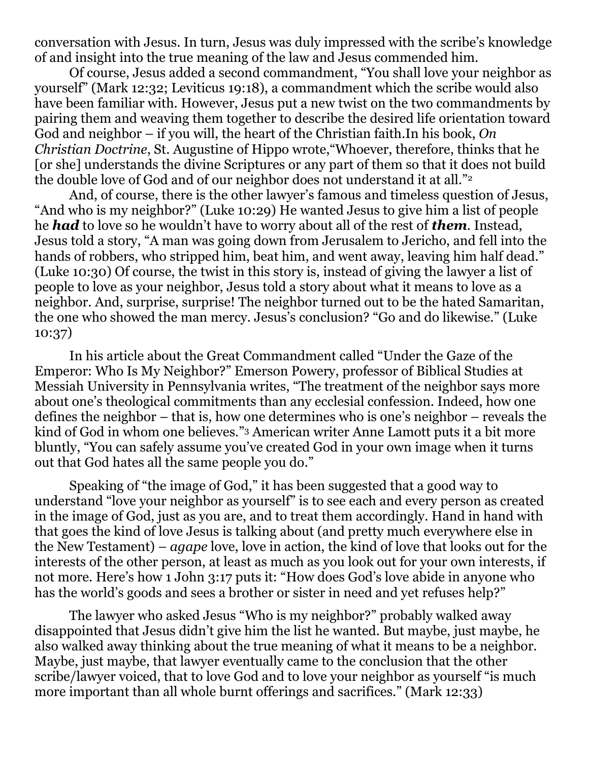conversation with Jesus. In turn, Jesus was duly impressed with the scribe's knowledge of and insight into the true meaning of the law and Jesus commended him.

Of course, Jesus added a second commandment, "You shall love your neighbor as yourself" (Mark 12:32; Leviticus 19:18), a commandment which the scribe would also have been familiar with. However, Jesus put a new twist on the two commandments by pairing them and weaving them together to describe the desired life orientation toward God and neighbor – if you will, the heart of the Christian faith.In his book, *On Christian Doctrine*, St. Augustine of Hippo wrote,"Whoever, therefore, thinks that he [or she] understands the divine Scriptures or any part of them so that it does not build the double love of God and of our neighbor does not understand it at all."[2]

And, of course, there is the other lawyer's famous and timeless question of Jesus, "And who is my neighbor?" (Luke 10:29) He wanted Jesus to give him a list of people he ***had*** to love so he wouldn't have to worry about all of the rest of ***them***. Instead, Jesus told a story, "A man was going down from Jerusalem to Jericho, and fell into the hands of robbers, who stripped him, beat him, and went away, leaving him half dead." (Luke 10:30) Of course, the twist in this story is, instead of giving the lawyer a list of people to love as your neighbor, Jesus told a story about what it means to love as a neighbor. And, surprise, surprise! The neighbor turned out to be the hated Samaritan, the one who showed the man mercy. Jesus's conclusion? "Go and do likewise." (Luke 10:37)

In his article about the Great Commandment called "Under the Gaze of the Emperor: Who Is My Neighbor?" Emerson Powery, professor of Biblical Studies at Messiah University in Pennsylvania writes, "The treatment of the neighbor says more about one's theological commitments than any ecclesial confession. Indeed, how one defines the neighbor – that is, how one determines who is one's neighbor – reveals the kind of God in whom one believes."[3] American writer Anne Lamott puts it a bit more bluntly, "You can safely assume you've created God in your own image when it turns out that God hates all the same people you do."

Speaking of "the image of God," it has been suggested that a good way to understand "love your neighbor as yourself" is to see each and every person as created in the image of God, just as you are, and to treat them accordingly. Hand in hand with that goes the kind of love Jesus is talking about (and pretty much everywhere else in the New Testament) – *agape* love, love in action, the kind of love that looks out for the interests of the other person, at least as much as you look out for your own interests, if not more. Here's how 1 John 3:17 puts it: "How does God's love abide in anyone who has the world's goods and sees a brother or sister in need and yet refuses help?"

The lawyer who asked Jesus "Who is my neighbor?" probably walked away disappointed that Jesus didn't give him the list he wanted. But maybe, just maybe, he also walked away thinking about the true meaning of what it means to be a neighbor. Maybe, just maybe, that lawyer eventually came to the conclusion that the other scribe/lawyer voiced, that to love God and to love your neighbor as yourself "is much more important than all whole burnt offerings and sacrifices." (Mark 12:33)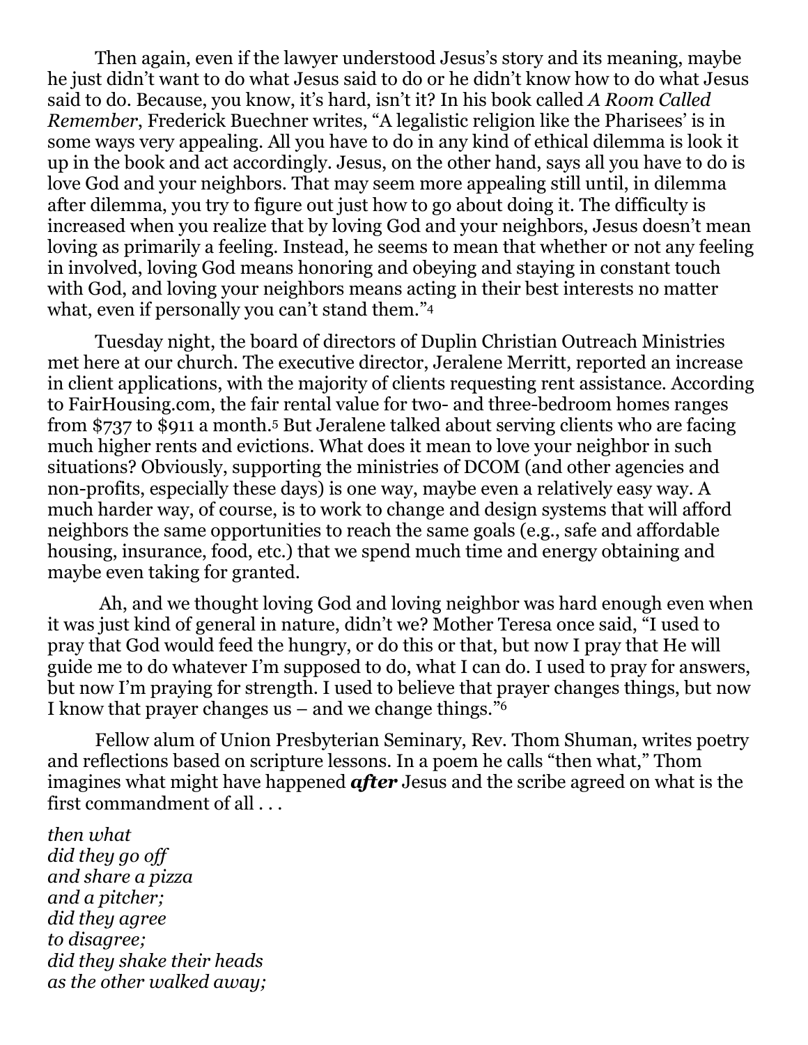Then again, even if the lawyer understood Jesus's story and its meaning, maybe he just didn't want to do what Jesus said to do or he didn't know how to do what Jesus said to do. Because, you know, it's hard, isn't it? In his book called *A Room Called Remember*, Frederick Buechner writes, "A legalistic religion like the Pharisees' is in some ways very appealing. All you have to do in any kind of ethical dilemma is look it up in the book and act accordingly. Jesus, on the other hand, says all you have to do is love God and your neighbors. That may seem more appealing still until, in dilemma after dilemma, you try to figure out just how to go about doing it. The difficulty is increased when you realize that by loving God and your neighbors, Jesus doesn't mean loving as primarily a feeling. Instead, he seems to mean that whether or not any feeling in involved, loving God means honoring and obeying and staying in constant touch with God, and loving your neighbors means acting in their best interests no matter what, even if personally you can't stand them."[4]

Tuesday night, the board of directors of Duplin Christian Outreach Ministries met here at our church. The executive director, Jeralene Merritt, reported an increase in client applications, with the majority of clients requesting rent assistance. According to FairHousing.com, the fair rental value for two- and three-bedroom homes ranges from $737 to $911 a month.[5] But Jeralene talked about serving clients who are facing much higher rents and evictions. What does it mean to love your neighbor in such situations? Obviously, supporting the ministries of DCOM (and other agencies and non-profits, especially these days) is one way, maybe even a relatively easy way. A much harder way, of course, is to work to change and design systems that will afford neighbors the same opportunities to reach the same goals (e.g., safe and affordable housing, insurance, food, etc.) that we spend much time and energy obtaining and maybe even taking for granted.

Ah, and we thought loving God and loving neighbor was hard enough even when it was just kind of general in nature, didn't we? Mother Teresa once said, "I used to pray that God would feed the hungry, or do this or that, but now I pray that He will guide me to do whatever I'm supposed to do, what I can do. I used to pray for answers, but now I'm praying for strength. I used to believe that prayer changes things, but now I know that prayer changes us – and we change things."[6]

Fellow alum of Union Presbyterian Seminary, Rev. Thom Shuman, writes poetry and reflections based on scripture lessons. In a poem he calls "then what," Thom imagines what might have happened ***after*** Jesus and the scribe agreed on what is the first commandment of all . . .

*then what*
*did they go off*
*and share a pizza*
*and a pitcher;*
*did they agree*
*to disagree;*
*did they shake their heads*
*as the other walked away;*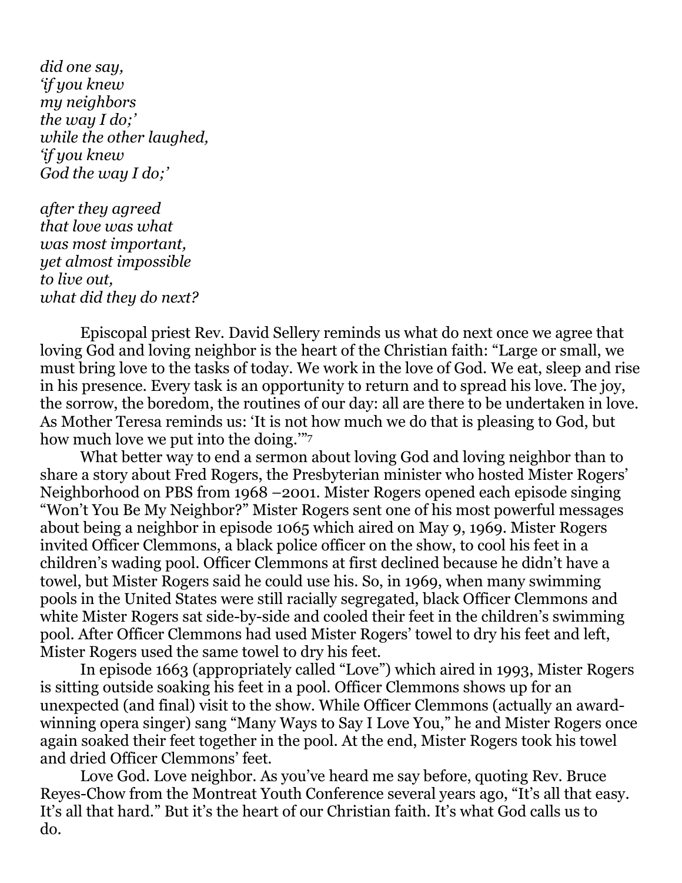*did one say,*
*'if you knew*
*my neighbors*
*the way I do;'*
*while the other laughed,*
*'if you knew*
*God the way I do;'*

*after they agreed*
*that love was what*
*was most important,*
*yet almost impossible*
*to live out,*
*what did they do next?*

Episcopal priest Rev. David Sellery reminds us what do next once we agree that loving God and loving neighbor is the heart of the Christian faith: "Large or small, we must bring love to the tasks of today. We work in the love of God. We eat, sleep and rise in his presence. Every task is an opportunity to return and to spread his love. The joy, the sorrow, the boredom, the routines of our day: all are there to be undertaken in love. As Mother Teresa reminds us: 'It is not how much we do that is pleasing to God, but how much love we put into the doing.'"[7]

What better way to end a sermon about loving God and loving neighbor than to share a story about Fred Rogers, the Presbyterian minister who hosted Mister Rogers' Neighborhood on PBS from 1968 –2001. Mister Rogers opened each episode singing "Won't You Be My Neighbor?" Mister Rogers sent one of his most powerful messages about being a neighbor in episode 1065 which aired on May 9, 1969. Mister Rogers invited Officer Clemmons, a black police officer on the show, to cool his feet in a children's wading pool. Officer Clemmons at first declined because he didn't have a towel, but Mister Rogers said he could use his. So, in 1969, when many swimming pools in the United States were still racially segregated, black Officer Clemmons and white Mister Rogers sat side-by-side and cooled their feet in the children's swimming pool. After Officer Clemmons had used Mister Rogers' towel to dry his feet and left, Mister Rogers used the same towel to dry his feet.

In episode 1663 (appropriately called "Love") which aired in 1993, Mister Rogers is sitting outside soaking his feet in a pool. Officer Clemmons shows up for an unexpected (and final) visit to the show. While Officer Clemmons (actually an award-winning opera singer) sang "Many Ways to Say I Love You," he and Mister Rogers once again soaked their feet together in the pool. At the end, Mister Rogers took his towel and dried Officer Clemmons' feet.

Love God. Love neighbor. As you've heard me say before, quoting Rev. Bruce Reyes-Chow from the Montreat Youth Conference several years ago, "It's all that easy. It's all that hard." But it's the heart of our Christian faith. It's what God calls us to do.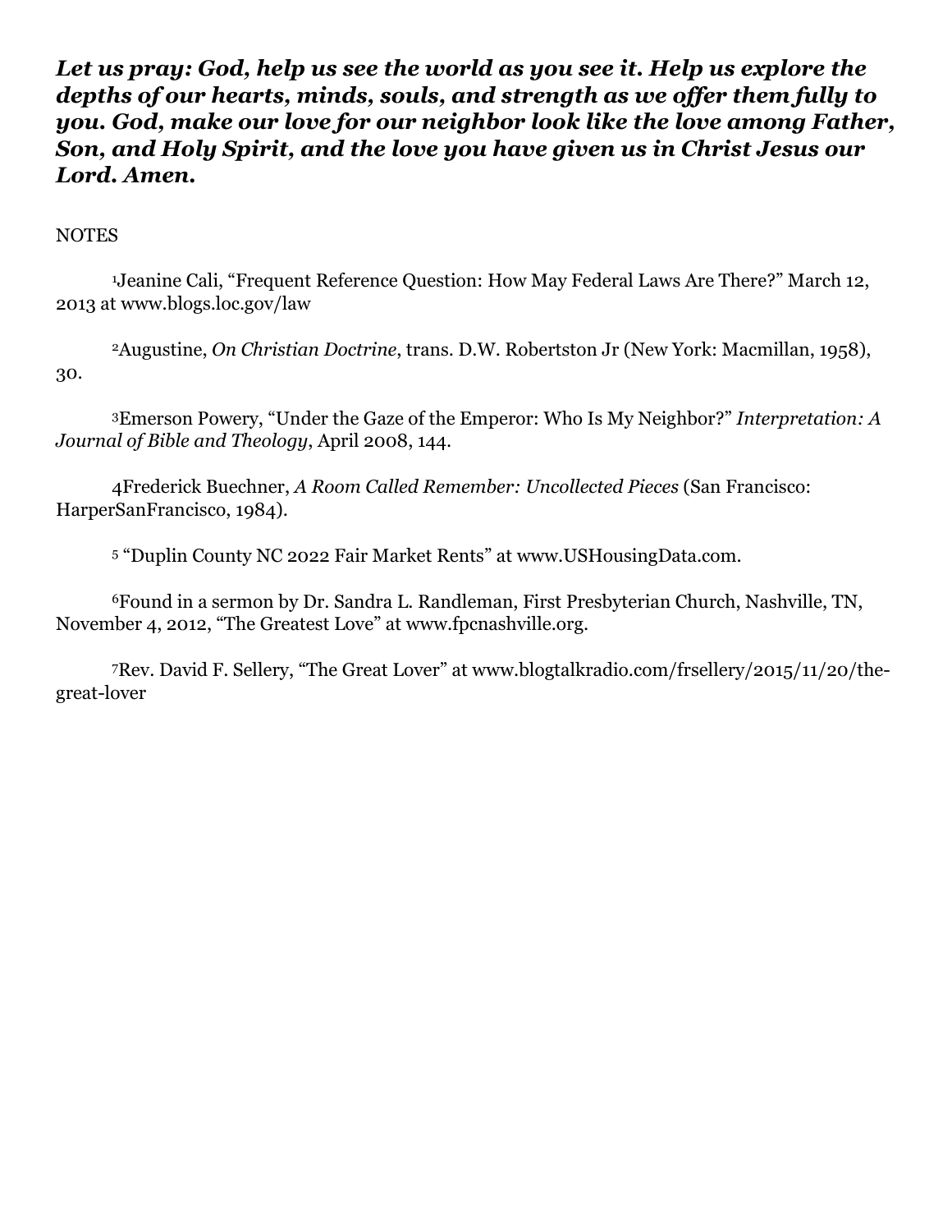***Let us pray: God, help us see the world as you see it. Help us explore the depths of our hearts, minds, souls, and strength as we offer them fully to you. God, make our love for our neighbor look like the love among Father, Son, and Holy Spirit, and the love you have given us in Christ Jesus our Lord. Amen.***

NOTES

[1]Jeanine Cali, "Frequent Reference Question: How May Federal Laws Are There?" March 12, 2013 at www.blogs.loc.gov/law

[2]Augustine, *On Christian Doctrine*, trans. D.W. Robertston Jr (New York: Macmillan, 1958), 30.

[3]Emerson Powery, "Under the Gaze of the Emperor: Who Is My Neighbor?" *Interpretation: A Journal of Bible and Theology*, April 2008, 144.

4Frederick Buechner, *A Room Called Remember: Uncollected Pieces* (San Francisco: HarperSanFrancisco, 1984).

[5] "Duplin County NC 2022 Fair Market Rents" at www.USHousingData.com.

[6]Found in a sermon by Dr. Sandra L. Randleman, First Presbyterian Church, Nashville, TN, November 4, 2012, "The Greatest Love" at www.fpcnashville.org.

[7]Rev. David F. Sellery, "The Great Lover" at www.blogtalkradio.com/frsellery/2015/11/20/the-great-lover